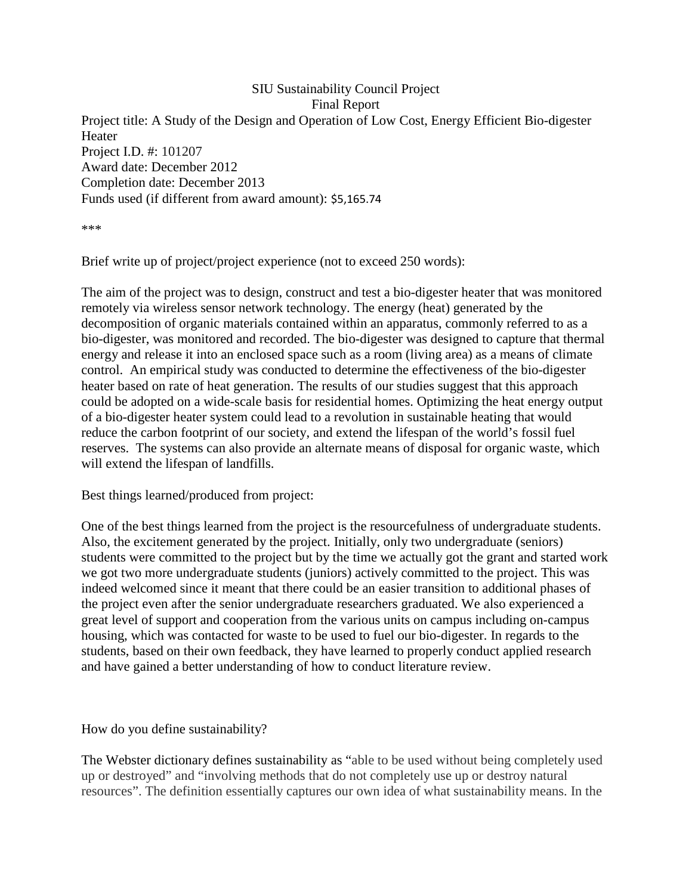# SIU Sustainability Council Project

## Final Report

Project title: A Study of the Design and Operation of Low Cost, Energy Efficient Bio-digester Heater
Project I.D. #: 101207
Award date: December 2012
Completion date: December 2013
Funds used (if different from award amount): $5,165.74

***

Brief write up of project/project experience (not to exceed 250 words):

The aim of the project was to design, construct and test a bio-digester heater that was monitored remotely via wireless sensor network technology. The energy (heat) generated by the decomposition of organic materials contained within an apparatus, commonly referred to as a bio-digester, was monitored and recorded. The bio-digester was designed to capture that thermal energy and release it into an enclosed space such as a room (living area) as a means of climate control. An empirical study was conducted to determine the effectiveness of the bio-digester heater based on rate of heat generation. The results of our studies suggest that this approach could be adopted on a wide-scale basis for residential homes. Optimizing the heat energy output of a bio-digester heater system could lead to a revolution in sustainable heating that would reduce the carbon footprint of our society, and extend the lifespan of the world's fossil fuel reserves. The systems can also provide an alternate means of disposal for organic waste, which will extend the lifespan of landfills.

Best things learned/produced from project:

One of the best things learned from the project is the resourcefulness of undergraduate students. Also, the excitement generated by the project. Initially, only two undergraduate (seniors) students were committed to the project but by the time we actually got the grant and started work we got two more undergraduate students (juniors) actively committed to the project. This was indeed welcomed since it meant that there could be an easier transition to additional phases of the project even after the senior undergraduate researchers graduated. We also experienced a great level of support and cooperation from the various units on campus including on-campus housing, which was contacted for waste to be used to fuel our bio-digester. In regards to the students, based on their own feedback, they have learned to properly conduct applied research and have gained a better understanding of how to conduct literature review.

How do you define sustainability?

The Webster dictionary defines sustainability as "able to be used without being completely used up or destroyed" and "involving methods that do not completely use up or destroy natural resources". The definition essentially captures our own idea of what sustainability means. In the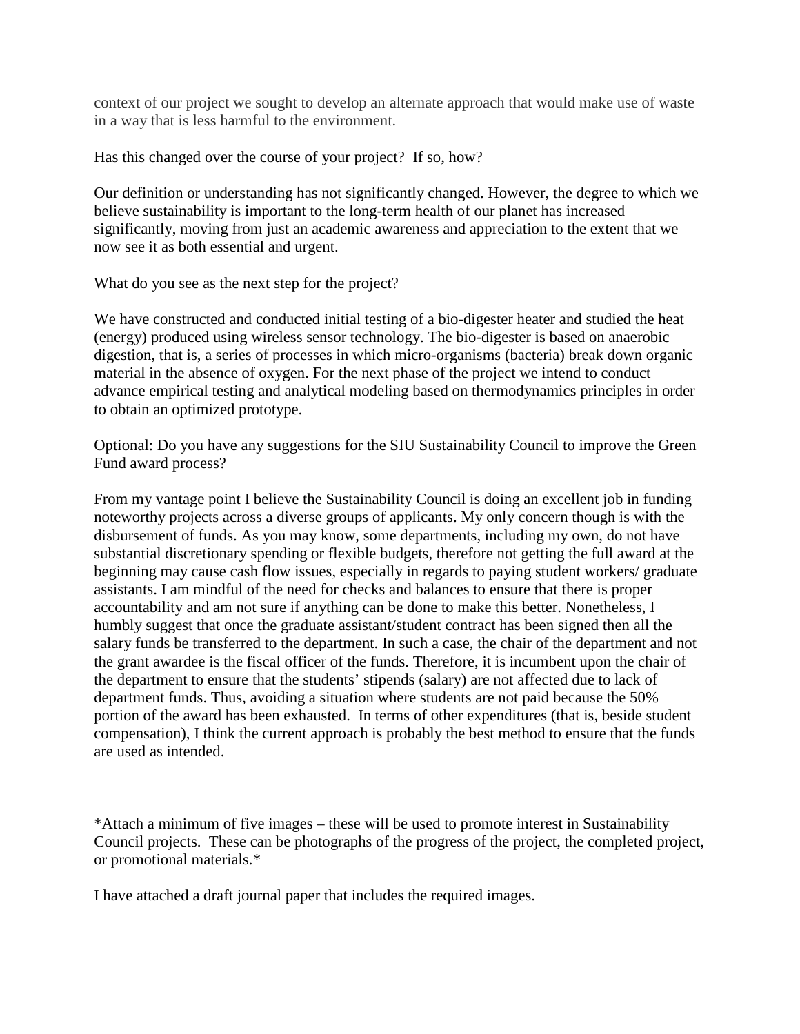context of our project we sought to develop an alternate approach that would make use of waste in a way that is less harmful to the environment.

Has this changed over the course of your project? If so, how?

Our definition or understanding has not significantly changed. However, the degree to which we believe sustainability is important to the long-term health of our planet has increased significantly, moving from just an academic awareness and appreciation to the extent that we now see it as both essential and urgent.

What do you see as the next step for the project?

We have constructed and conducted initial testing of a bio-digester heater and studied the heat (energy) produced using wireless sensor technology. The bio-digester is based on anaerobic digestion, that is, a series of processes in which micro-organisms (bacteria) break down organic material in the absence of oxygen. For the next phase of the project we intend to conduct advance empirical testing and analytical modeling based on thermodynamics principles in order to obtain an optimized prototype.

Optional: Do you have any suggestions for the SIU Sustainability Council to improve the Green Fund award process?

From my vantage point I believe the Sustainability Council is doing an excellent job in funding noteworthy projects across a diverse groups of applicants. My only concern though is with the disbursement of funds. As you may know, some departments, including my own, do not have substantial discretionary spending or flexible budgets, therefore not getting the full award at the beginning may cause cash flow issues, especially in regards to paying student workers/ graduate assistants. I am mindful of the need for checks and balances to ensure that there is proper accountability and am not sure if anything can be done to make this better. Nonetheless, I humbly suggest that once the graduate assistant/student contract has been signed then all the salary funds be transferred to the department. In such a case, the chair of the department and not the grant awardee is the fiscal officer of the funds. Therefore, it is incumbent upon the chair of the department to ensure that the students' stipends (salary) are not affected due to lack of department funds. Thus, avoiding a situation where students are not paid because the 50% portion of the award has been exhausted. In terms of other expenditures (that is, beside student compensation), I think the current approach is probably the best method to ensure that the funds are used as intended.

*Attach a minimum of five images – these will be used to promote interest in Sustainability Council projects. These can be photographs of the progress of the project, the completed project, or promotional materials.*

I have attached a draft journal paper that includes the required images.